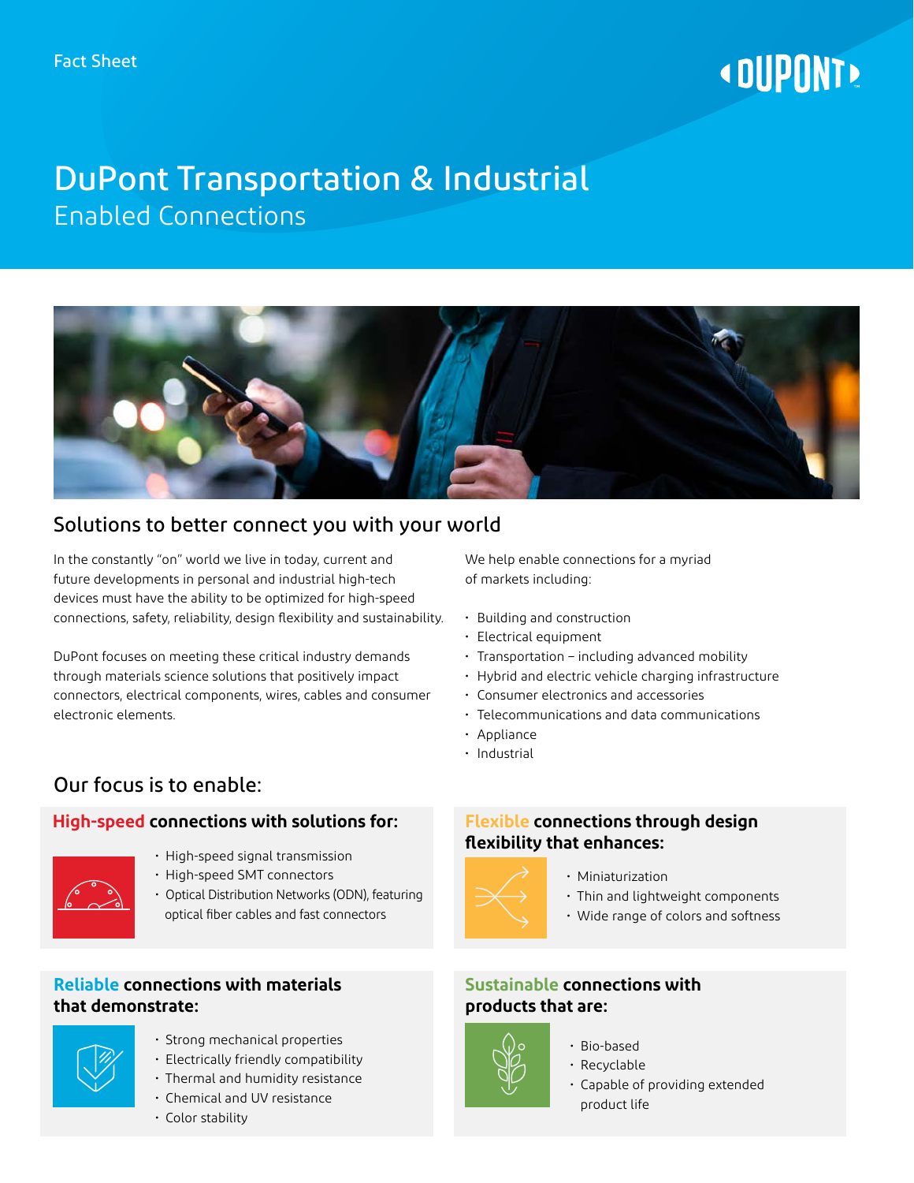Fact Sheet

# DuPont Transportation & Industrial

## Enabled Connections

## Solutions to better connect you with your world

In the constantly "on" world we live in today, current and future developments in personal and industrial high-tech devices must have the ability to be optimized for high-speed connections, safety, reliability, design flexibility and sustainability.

DuPont focuses on meeting these critical industry demands through materials science solutions that positively impact connectors, electrical components, wires, cables and consumer electronic elements.

We help enable connections for a myriad of markets including:

- Building and construction
- Electrical equipment
- Transportation – including advanced mobility
- Hybrid and electric vehicle charging infrastructure
- Consumer electronics and accessories
- Telecommunications and data communications
- Appliance
- Industrial

## Our focus is to enable:

### High-speed connections with solutions for:

- High-speed signal transmission
- High-speed SMT connectors
- Optical Distribution Networks (ODN), featuring optical fiber cables and fast connectors

### Flexible connections through design flexibility that enhances:

- Miniaturization
- Thin and lightweight components
- Wide range of colors and softness

### Reliable connections with materials that demonstrate:

- Strong mechanical properties
- Electrically friendly compatibility
- Thermal and humidity resistance
- Chemical and UV resistance
- Color stability

### Sustainable connections with products that are:

- Bio-based
- Recyclable
- Capable of providing extended product life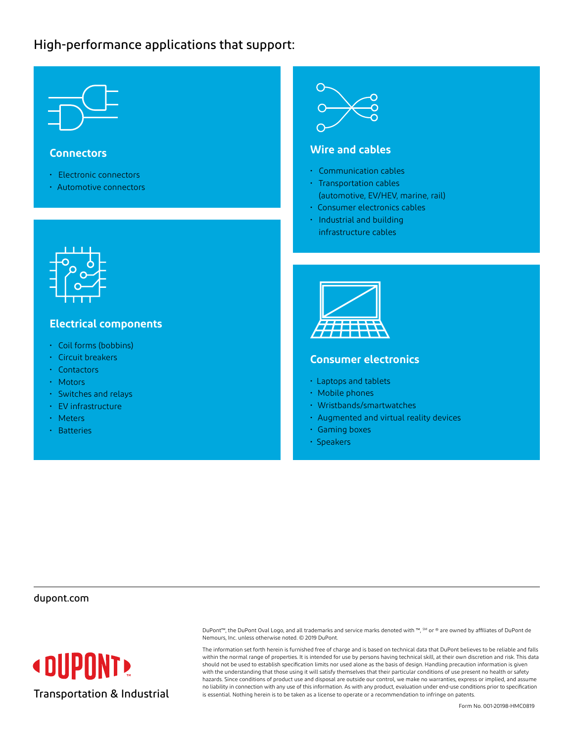## High-performance applications that support:

### Connectors

- Electronic connectors
- Automotive connectors

### Electrical components

- Coil forms (bobbins)
- Circuit breakers
- Contactors
- Motors
- Switches and relays
- EV infrastructure
- Meters
- Batteries

### Wire and cables

- Communication cables
- Transportation cables (automotive, EV/HEV, marine, rail)
- Consumer electronics cables
- Industrial and building infrastructure cables

### Consumer electronics

- Laptops and tablets
- Mobile phones
- Wristbands/smartwatches
- Augmented and virtual reality devices
- Gaming boxes
- Speakers

---

dupont.com

DUPONT™

Transportation & Industrial

DuPont™, the DuPont Oval Logo, and all trademarks and service marks denoted with ™, SM or ® are owned by affiliates of DuPont de Nemours, Inc. unless otherwise noted. © 2019 DuPont.

The information set forth herein is furnished free of charge and is based on technical data that DuPont believes to be reliable and falls within the normal range of properties. It is intended for use by persons having technical skill, at their own discretion and risk. This data should not be used to establish specification limits nor used alone as the basis of design. Handling precaution information is given with the understanding that those using it will satisfy themselves that their particular conditions of use present no health or safety hazards. Since conditions of product use and disposal are outside our control, we make no warranties, express or implied, and assume no liability in connection with any use of this information. As with any product, evaluation under end-use conditions prior to specification is essential. Nothing herein is to be taken as a license to operate or a recommendation to infringe on patents.

Form No. 001-20198-HMC0819